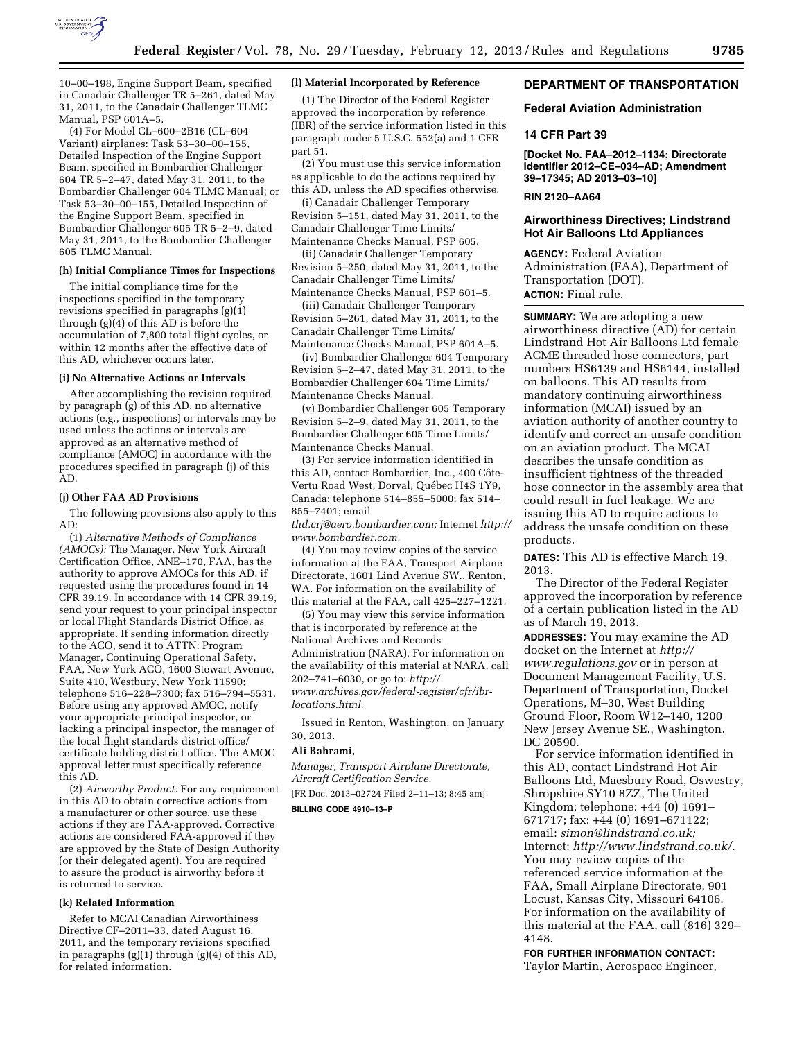10–00–198, Engine Support Beam, specified in Canadair Challenger TR 5–261, dated May 31, 2011, to the Canadair Challenger TLMC Manual, PSP 601A–5.

(4) For Model CL–600–2B16 (CL–604 Variant) airplanes: Task 53–30–00–155, Detailed Inspection of the Engine Support Beam, specified in Bombardier Challenger 604 TR 5–2–47, dated May 31, 2011, to the Bombardier Challenger 604 TLMC Manual; or Task 53–30–00–155, Detailed Inspection of the Engine Support Beam, specified in Bombardier Challenger 605 TR 5–2–9, dated May 31, 2011, to the Bombardier Challenger 605 TLMC Manual.

**(h) Initial Compliance Times for Inspections**

The initial compliance time for the inspections specified in the temporary revisions specified in paragraphs (g)(1) through (g)(4) of this AD is before the accumulation of 7,800 total flight cycles, or within 12 months after the effective date of this AD, whichever occurs later.

**(i) No Alternative Actions or Intervals**

After accomplishing the revision required by paragraph (g) of this AD, no alternative actions (e.g., inspections) or intervals may be used unless the actions or intervals are approved as an alternative method of compliance (AMOC) in accordance with the procedures specified in paragraph (j) of this AD.

**(j) Other FAA AD Provisions**

The following provisions also apply to this AD:

(1) *Alternative Methods of Compliance (AMOCs):* The Manager, New York Aircraft Certification Office, ANE–170, FAA, has the authority to approve AMOCs for this AD, if requested using the procedures found in 14 CFR 39.19. In accordance with 14 CFR 39.19, send your request to your principal inspector or local Flight Standards District Office, as appropriate. If sending information directly to the ACO, send it to ATTN: Program Manager, Continuing Operational Safety, FAA, New York ACO, 1600 Stewart Avenue, Suite 410, Westbury, New York 11590; telephone 516–228–7300; fax 516–794–5531. Before using any approved AMOC, notify your appropriate principal inspector, or lacking a principal inspector, the manager of the local flight standards district office/certificate holding district office. The AMOC approval letter must specifically reference this AD.

(2) *Airworthy Product:* For any requirement in this AD to obtain corrective actions from a manufacturer or other source, use these actions if they are FAA-approved. Corrective actions are considered FAA-approved if they are approved by the State of Design Authority (or their delegated agent). You are required to assure the product is airworthy before it is returned to service.

**(k) Related Information**

Refer to MCAI Canadian Airworthiness Directive CF–2011–33, dated August 16, 2011, and the temporary revisions specified in paragraphs (g)(1) through (g)(4) of this AD, for related information.

**(l) Material Incorporated by Reference**

(1) The Director of the Federal Register approved the incorporation by reference (IBR) of the service information listed in this paragraph under 5 U.S.C. 552(a) and 1 CFR part 51.

(2) You must use this service information as applicable to do the actions required by this AD, unless the AD specifies otherwise.

(i) Canadair Challenger Temporary Revision 5–151, dated May 31, 2011, to the Canadair Challenger Time Limits/Maintenance Checks Manual, PSP 605.

(ii) Canadair Challenger Temporary Revision 5–250, dated May 31, 2011, to the Canadair Challenger Time Limits/Maintenance Checks Manual, PSP 601–5.

(iii) Canadair Challenger Temporary Revision 5–261, dated May 31, 2011, to the Canadair Challenger Time Limits/Maintenance Checks Manual, PSP 601A–5.

(iv) Bombardier Challenger 604 Temporary Revision 5–2–47, dated May 31, 2011, to the Bombardier Challenger 604 Time Limits/Maintenance Checks Manual.

(v) Bombardier Challenger 605 Temporary Revision 5–2–9, dated May 31, 2011, to the Bombardier Challenger 605 Time Limits/Maintenance Checks Manual.

(3) For service information identified in this AD, contact Bombardier, Inc., 400 Côte-Vertu Road West, Dorval, Québec H4S 1Y9, Canada; telephone 514–855–5000; fax 514–855–7401; email *thd.crj@aero.bombardier.com;* Internet *http://www.bombardier.com.*

(4) You may review copies of the service information at the FAA, Transport Airplane Directorate, 1601 Lind Avenue SW., Renton, WA. For information on the availability of this material at the FAA, call 425–227–1221.

(5) You may view this service information that is incorporated by reference at the National Archives and Records Administration (NARA). For information on the availability of this material at NARA, call 202–741–6030, or go to: *http://www.archives.gov/federal-register/cfr/ibr-locations.html*.

Issued in Renton, Washington, on January 30, 2013.

**Ali Bahrami,**

*Manager, Transport Airplane Directorate, Aircraft Certification Service.*

[FR Doc. 2013–02724 Filed 2–11–13; 8:45 am]

**BILLING CODE 4910–13–P**

## DEPARTMENT OF TRANSPORTATION

### Federal Aviation Administration

### 14 CFR Part 39

**[Docket No. FAA–2012–1134; Directorate Identifier 2012–CE–034–AD; Amendment 39–17345; AD 2013–03–10]**

**RIN 2120–AA64**

### Airworthiness Directives; Lindstrand Hot Air Balloons Ltd Appliances

**AGENCY:** Federal Aviation Administration (FAA), Department of Transportation (DOT).

**ACTION:** Final rule.

**SUMMARY:** We are adopting a new airworthiness directive (AD) for certain Lindstrand Hot Air Balloons Ltd female ACME threaded hose connectors, part numbers HS6139 and HS6144, installed on balloons. This AD results from mandatory continuing airworthiness information (MCAI) issued by an aviation authority of another country to identify and correct an unsafe condition on an aviation product. The MCAI describes the unsafe condition as insufficient tightness of the threaded hose connector in the assembly area that could result in fuel leakage. We are issuing this AD to require actions to address the unsafe condition on these products.

**DATES:** This AD is effective March 19, 2013.

The Director of the Federal Register approved the incorporation by reference of a certain publication listed in the AD as of March 19, 2013.

**ADDRESSES:** You may examine the AD docket on the Internet at *http://www.regulations.gov* or in person at Document Management Facility, U.S. Department of Transportation, Docket Operations, M–30, West Building Ground Floor, Room W12–140, 1200 New Jersey Avenue SE., Washington, DC 20590.

For service information identified in this AD, contact Lindstrand Hot Air Balloons Ltd, Maesbury Road, Oswestry, Shropshire SY10 8ZZ, The United Kingdom; telephone: +44 (0) 1691–671717; fax: +44 (0) 1691–671122; email: *simon@lindstrand.co.uk;* Internet: *http://www.lindstrand.co.uk/.* You may review copies of the referenced service information at the FAA, Small Airplane Directorate, 901 Locust, Kansas City, Missouri 64106. For information on the availability of this material at the FAA, call (816) 329–4148.

**FOR FURTHER INFORMATION CONTACT:** Taylor Martin, Aerospace Engineer,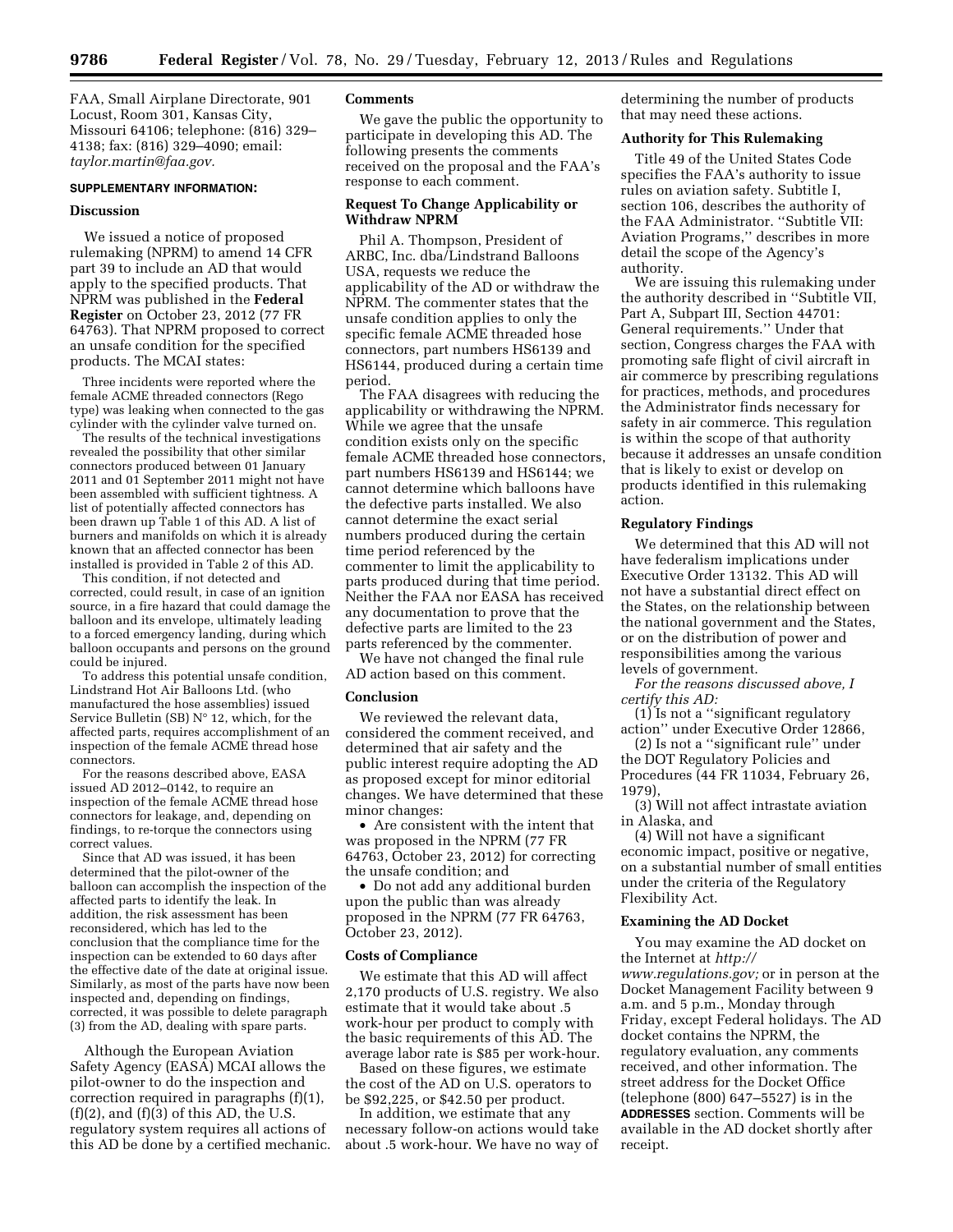FAA, Small Airplane Directorate, 901 Locust, Room 301, Kansas City, Missouri 64106; telephone: (816) 329–4138; fax: (816) 329–4090; email: *taylor.martin@faa.gov.*

**SUPPLEMENTARY INFORMATION:**

### Discussion

We issued a notice of proposed rulemaking (NPRM) to amend 14 CFR part 39 to include an AD that would apply to the specified products. That NPRM was published in the **Federal Register** on October 23, 2012 (77 FR 64763). That NPRM proposed to correct an unsafe condition for the specified products. The MCAI states:

> Three incidents were reported where the female ACME threaded connectors (Rego type) was leaking when connected to the gas cylinder with the cylinder valve turned on.
>
> The results of the technical investigations revealed the possibility that other similar connectors produced between 01 January 2011 and 01 September 2011 might not have been assembled with sufficient tightness. A list of potentially affected connectors has been drawn up Table 1 of this AD. A list of burners and manifolds on which it is already known that an affected connector has been installed is provided in Table 2 of this AD.
>
> This condition, if not detected and corrected, could result, in case of an ignition source, in a fire hazard that could damage the balloon and its envelope, ultimately leading to a forced emergency landing, during which balloon occupants and persons on the ground could be injured.
>
> To address this potential unsafe condition, Lindstrand Hot Air Balloons Ltd. (who manufactured the hose assemblies) issued Service Bulletin (SB) N° 12, which, for the affected parts, requires accomplishment of an inspection of the female ACME thread hose connectors.
>
> For the reasons described above, EASA issued AD 2012–0142, to require an inspection of the female ACME thread hose connectors for leakage, and, depending on findings, to re-torque the connectors using correct values.
>
> Since that AD was issued, it has been determined that the pilot-owner of the balloon can accomplish the inspection of the affected parts to identify the leak. In addition, the risk assessment has been reconsidered, which has led to the conclusion that the compliance time for the inspection can be extended to 60 days after the effective date of the date at original issue. Similarly, as most of the parts have now been inspected and, depending on findings, corrected, it was possible to delete paragraph (3) from the AD, dealing with spare parts.

Although the European Aviation Safety Agency (EASA) MCAI allows the pilot-owner to do the inspection and correction required in paragraphs (f)(1), (f)(2), and (f)(3) of this AD, the U.S. regulatory system requires all actions of this AD be done by a certified mechanic.

### Comments

We gave the public the opportunity to participate in developing this AD. The following presents the comments received on the proposal and the FAA's response to each comment.

### Request To Change Applicability or Withdraw NPRM

Phil A. Thompson, President of ARBC, Inc. dba/Lindstrand Balloons USA, requests we reduce the applicability of the AD or withdraw the NPRM. The commenter states that the unsafe condition applies to only the specific female ACME threaded hose connectors, part numbers HS6139 and HS6144, produced during a certain time period.

The FAA disagrees with reducing the applicability or withdrawing the NPRM. While we agree that the unsafe condition exists only on the specific female ACME threaded hose connectors, part numbers HS6139 and HS6144; we cannot determine which balloons have the defective parts installed. We also cannot determine the exact serial numbers produced during the certain time period referenced by the commenter to limit the applicability to parts produced during that time period. Neither the FAA nor EASA has received any documentation to prove that the defective parts are limited to the 23 parts referenced by the commenter.

We have not changed the final rule AD action based on this comment.

### Conclusion

We reviewed the relevant data, considered the comment received, and determined that air safety and the public interest require adopting the AD as proposed except for minor editorial changes. We have determined that these minor changes:

- Are consistent with the intent that was proposed in the NPRM (77 FR 64763, October 23, 2012) for correcting the unsafe condition; and
- Do not add any additional burden upon the public than was already proposed in the NPRM (77 FR 64763, October 23, 2012).

### Costs of Compliance

We estimate that this AD will affect 2,170 products of U.S. registry. We also estimate that it would take about .5 work-hour per product to comply with the basic requirements of this AD. The average labor rate is $85 per work-hour.

Based on these figures, we estimate the cost of the AD on U.S. operators to be $92,225, or $42.50 per product.

In addition, we estimate that any necessary follow-on actions would take about .5 work-hour. We have no way of determining the number of products that may need these actions.

### Authority for This Rulemaking

Title 49 of the United States Code specifies the FAA's authority to issue rules on aviation safety. Subtitle I, section 106, describes the authority of the FAA Administrator. "Subtitle VII: Aviation Programs," describes in more detail the scope of the Agency's authority.

We are issuing this rulemaking under the authority described in "Subtitle VII, Part A, Subpart III, Section 44701: General requirements." Under that section, Congress charges the FAA with promoting safe flight of civil aircraft in air commerce by prescribing regulations for practices, methods, and procedures the Administrator finds necessary for safety in air commerce. This regulation is within the scope of that authority because it addresses an unsafe condition that is likely to exist or develop on products identified in this rulemaking action.

### Regulatory Findings

We determined that this AD will not have federalism implications under Executive Order 13132. This AD will not have a substantial direct effect on the States, on the relationship between the national government and the States, or on the distribution of power and responsibilities among the various levels of government.

*For the reasons discussed above, I certify this AD:*

(1) Is not a "significant regulatory action" under Executive Order 12866,

(2) Is not a "significant rule" under the DOT Regulatory Policies and Procedures (44 FR 11034, February 26, 1979),

(3) Will not affect intrastate aviation in Alaska, and

(4) Will not have a significant economic impact, positive or negative, on a substantial number of small entities under the criteria of the Regulatory Flexibility Act.

### Examining the AD Docket

You may examine the AD docket on the Internet at *http://www.regulations.gov;* or in person at the Docket Management Facility between 9 a.m. and 5 p.m., Monday through Friday, except Federal holidays. The AD docket contains the NPRM, the regulatory evaluation, any comments received, and other information. The street address for the Docket Office (telephone (800) 647–5527) is in the **ADDRESSES** section. Comments will be available in the AD docket shortly after receipt.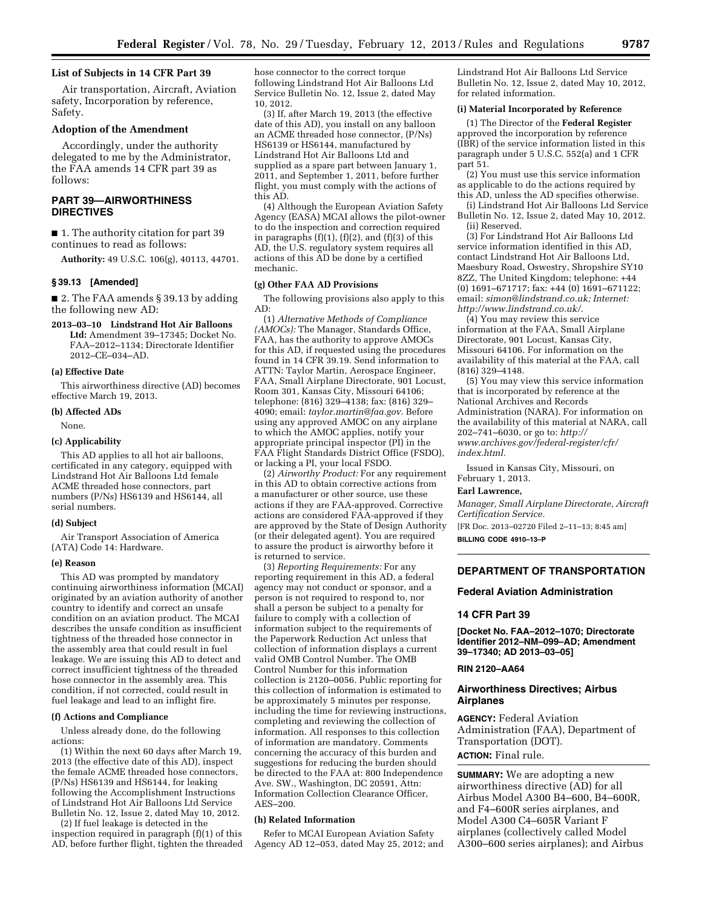### List of Subjects in 14 CFR Part 39

Air transportation, Aircraft, Aviation safety, Incorporation by reference, Safety.

### Adoption of the Amendment

Accordingly, under the authority delegated to me by the Administrator, the FAA amends 14 CFR part 39 as follows:

## PART 39—AIRWORTHINESS DIRECTIVES

■ 1. The authority citation for part 39 continues to read as follows:

**Authority:** 49 U.S.C. 106(g), 40113, 44701.

### § 39.13 [Amended]

■ 2. The FAA amends § 39.13 by adding the following new AD:

**2013–03–10 Lindstrand Hot Air Balloons Ltd:** Amendment 39–17345; Docket No. FAA–2012–1134; Directorate Identifier 2012–CE–034–AD.

#### (a) Effective Date

This airworthiness directive (AD) becomes effective March 19, 2013.

#### (b) Affected ADs

None.

#### (c) Applicability

This AD applies to all hot air balloons, certificated in any category, equipped with Lindstrand Hot Air Balloons Ltd female ACME threaded hose connectors, part numbers (P/Ns) HS6139 and HS6144, all serial numbers.

#### (d) Subject

Air Transport Association of America (ATA) Code 14: Hardware.

#### (e) Reason

This AD was prompted by mandatory continuing airworthiness information (MCAI) originated by an aviation authority of another country to identify and correct an unsafe condition on an aviation product. The MCAI describes the unsafe condition as insufficient tightness of the threaded hose connector in the assembly area that could result in fuel leakage. We are issuing this AD to detect and correct insufficient tightness of the threaded hose connector in the assembly area. This condition, if not corrected, could result in fuel leakage and lead to an inflight fire.

#### (f) Actions and Compliance

Unless already done, do the following actions:

(1) Within the next 60 days after March 19, 2013 (the effective date of this AD), inspect the female ACME threaded hose connectors, (P/Ns) HS6139 and HS6144, for leaking following the Accomplishment Instructions of Lindstrand Hot Air Balloons Ltd Service Bulletin No. 12, Issue 2, dated May 10, 2012.

(2) If fuel leakage is detected in the inspection required in paragraph (f)(1) of this AD, before further flight, tighten the threaded hose connector to the correct torque following Lindstrand Hot Air Balloons Ltd Service Bulletin No. 12, Issue 2, dated May 10, 2012.

(3) If, after March 19, 2013 (the effective date of this AD), you install on any balloon an ACME threaded hose connector, (P/Ns) HS6139 or HS6144, manufactured by Lindstrand Hot Air Balloons Ltd and supplied as a spare part between January 1, 2011, and September 1, 2011, before further flight, you must comply with the actions of this AD.

(4) Although the European Aviation Safety Agency (EASA) MCAI allows the pilot-owner to do the inspection and correction required in paragraphs (f)(1), (f)(2), and (f)(3) of this AD, the U.S. regulatory system requires all actions of this AD be done by a certified mechanic.

#### (g) Other FAA AD Provisions

The following provisions also apply to this AD:

(1) *Alternative Methods of Compliance (AMOCs):* The Manager, Standards Office, FAA, has the authority to approve AMOCs for this AD, if requested using the procedures found in 14 CFR 39.19. Send information to ATTN: Taylor Martin, Aerospace Engineer, FAA, Small Airplane Directorate, 901 Locust, Room 301, Kansas City, Missouri 64106; telephone: (816) 329–4138; fax: (816) 329–4090; email: *taylor.martin@faa.gov.* Before using any approved AMOC on any airplane to which the AMOC applies, notify your appropriate principal inspector (PI) in the FAA Flight Standards District Office (FSDO), or lacking a PI, your local FSDO.

(2) *Airworthy Product:* For any requirement in this AD to obtain corrective actions from a manufacturer or other source, use these actions if they are FAA-approved. Corrective actions are considered FAA-approved if they are approved by the State of Design Authority (or their delegated agent). You are required to assure the product is airworthy before it is returned to service.

(3) *Reporting Requirements:* For any reporting requirement in this AD, a federal agency may not conduct or sponsor, and a person is not required to respond to, nor shall a person be subject to a penalty for failure to comply with a collection of information subject to the requirements of the Paperwork Reduction Act unless that collection of information displays a current valid OMB Control Number. The OMB Control Number for this information collection is 2120–0056. Public reporting for this collection of information is estimated to be approximately 5 minutes per response, including the time for reviewing instructions, completing and reviewing the collection of information. All responses to this collection of information are mandatory. Comments concerning the accuracy of this burden and suggestions for reducing the burden should be directed to the FAA at: 800 Independence Ave. SW., Washington, DC 20591, Attn: Information Collection Clearance Officer, AES–200.

#### (h) Related Information

Refer to MCAI European Aviation Safety Agency AD 12–053, dated May 25, 2012; and Lindstrand Hot Air Balloons Ltd Service Bulletin No. 12, Issue 2, dated May 10, 2012, for related information.

#### (i) Material Incorporated by Reference

(1) The Director of the **Federal Register** approved the incorporation by reference (IBR) of the service information listed in this paragraph under 5 U.S.C. 552(a) and 1 CFR part 51.

(2) You must use this service information as applicable to do the actions required by this AD, unless the AD specifies otherwise.

(i) Lindstrand Hot Air Balloons Ltd Service Bulletin No. 12, Issue 2, dated May 10, 2012.

(ii) Reserved.

(3) For Lindstrand Hot Air Balloons Ltd service information identified in this AD, contact Lindstrand Hot Air Balloons Ltd, Maesbury Road, Oswestry, Shropshire SY10 8ZZ, The United Kingdom; telephone: +44 (0) 1691–671717; fax: +44 (0) 1691–671122; email: *simon@lindstrand.co.uk; Internet: http://www.lindstrand.co.uk/.*

(4) You may review this service information at the FAA, Small Airplane Directorate, 901 Locust, Kansas City, Missouri 64106. For information on the availability of this material at the FAA, call (816) 329–4148.

(5) You may view this service information that is incorporated by reference at the National Archives and Records Administration (NARA). For information on the availability of this material at NARA, call 202–741–6030, or go to: *http://www.archives.gov/federal-register/cfr/index.html.*

Issued in Kansas City, Missouri, on February 1, 2013.

**Earl Lawrence,**

*Manager, Small Airplane Directorate, Aircraft Certification Service.*

[FR Doc. 2013–02720 Filed 2–11–13; 8:45 am]

**BILLING CODE 4910–13–P**

---

## DEPARTMENT OF TRANSPORTATION

## Federal Aviation Administration

## 14 CFR Part 39

**[Docket No. FAA–2012–1070; Directorate Identifier 2012–NM–099–AD; Amendment 39–17340; AD 2013–03–05]**

**RIN 2120–AA64**

## Airworthiness Directives; Airbus Airplanes

**AGENCY:** Federal Aviation Administration (FAA), Department of Transportation (DOT).

**ACTION:** Final rule.

**SUMMARY:** We are adopting a new airworthiness directive (AD) for all Airbus Model A300 B4–600, B4–600R, and F4–600R series airplanes, and Model A300 C4–605R Variant F airplanes (collectively called Model A300–600 series airplanes); and Airbus